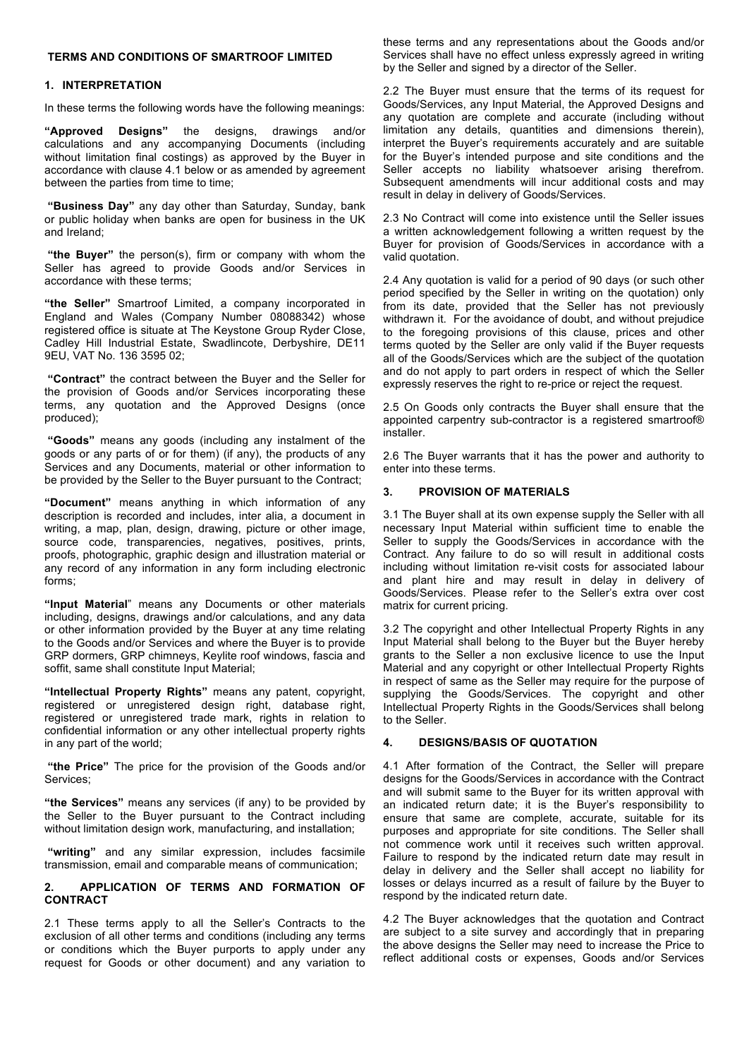## TERMS AND CONDITIONS OF SMARTROOF LIMITED

### 1. INTERPRETATION

In these terms the following words have the following meanings:

**"Approved Designs"** the designs, drawings and/or calculations and any accompanying Documents (including without limitation final costings) as approved by the Buyer in accordance with clause 4.1 below or as amended by agreement between the parties from time to time;

**"Business Day"** any day other than Saturday, Sunday, bank or public holiday when banks are open for business in the UK and Ireland;

**"the Buyer"** the person(s), firm or company with whom the Seller has agreed to provide Goods and/or Services in accordance with these terms;

**"the Seller"** Smartroof Limited, a company incorporated in England and Wales (Company Number 08088342) whose registered office is situate at The Keystone Group Ryder Close, Cadley Hill Industrial Estate, Swadlincote, Derbyshire, DE11 9EU, VAT No. 136 3595 02;

**"Contract"** the contract between the Buyer and the Seller for the provision of Goods and/or Services incorporating these terms, any quotation and the Approved Designs (once produced);

**"Goods"** means any goods (including any instalment of the goods or any parts of or for them) (if any), the products of any Services and any Documents, material or other information to be provided by the Seller to the Buyer pursuant to the Contract;

**"Document"** means anything in which information of any description is recorded and includes, inter alia, a document in writing, a map, plan, design, drawing, picture or other image, source code, transparencies, negatives, positives, prints, proofs, photographic, graphic design and illustration material or any record of any information in any form including electronic forms;

**"Input Material"** means any Documents or other materials including, designs, drawings and/or calculations, and any data or other information provided by the Buyer at any time relating to the Goods and/or Services and where the Buyer is to provide GRP dormers, GRP chimneys, Keylite roof windows, fascia and soffit, same shall constitute Input Material;

**"Intellectual Property Rights"** means any patent, copyright, registered or unregistered design right, database right, registered or unregistered trade mark, rights in relation to confidential information or any other intellectual property rights in any part of the world;

**"the Price"** The price for the provision of the Goods and/or Services;

**"the Services"** means any services (if any) to be provided by the Seller to the Buyer pursuant to the Contract including without limitation design work, manufacturing, and installation;

**"writing"** and any similar expression, includes facsimile transmission, email and comparable means of communication;

### 2. APPLICATION OF TERMS AND FORMATION OF CONTRACT

2.1 These terms apply to all the Seller's Contracts to the exclusion of all other terms and conditions (including any terms or conditions which the Buyer purports to apply under any request for Goods or other document) and any variation to these terms and any representations about the Goods and/or Services shall have no effect unless expressly agreed in writing by the Seller and signed by a director of the Seller.

2.2 The Buyer must ensure that the terms of its request for Goods/Services, any Input Material, the Approved Designs and any quotation are complete and accurate (including without limitation any details, quantities and dimensions therein), interpret the Buyer's requirements accurately and are suitable for the Buyer's intended purpose and site conditions and the Seller accepts no liability whatsoever arising therefrom. Subsequent amendments will incur additional costs and may result in delay in delivery of Goods/Services.

2.3 No Contract will come into existence until the Seller issues a written acknowledgement following a written request by the Buyer for provision of Goods/Services in accordance with a valid quotation.

2.4 Any quotation is valid for a period of 90 days (or such other period specified by the Seller in writing on the quotation) only from its date, provided that the Seller has not previously withdrawn it. For the avoidance of doubt, and without prejudice to the foregoing provisions of this clause, prices and other terms quoted by the Seller are only valid if the Buyer requests all of the Goods/Services which are the subject of the quotation and do not apply to part orders in respect of which the Seller expressly reserves the right to re-price or reject the request.

2.5 On Goods only contracts the Buyer shall ensure that the appointed carpentry sub-contractor is a registered smartroof® installer.

2.6 The Buyer warrants that it has the power and authority to enter into these terms.

### 3. PROVISION OF MATERIALS

3.1 The Buyer shall at its own expense supply the Seller with all necessary Input Material within sufficient time to enable the Seller to supply the Goods/Services in accordance with the Contract. Any failure to do so will result in additional costs including without limitation re-visit costs for associated labour and plant hire and may result in delay in delivery of Goods/Services. Please refer to the Seller's extra over cost matrix for current pricing.

3.2 The copyright and other Intellectual Property Rights in any Input Material shall belong to the Buyer but the Buyer hereby grants to the Seller a non exclusive licence to use the Input Material and any copyright or other Intellectual Property Rights in respect of same as the Seller may require for the purpose of supplying the Goods/Services. The copyright and other Intellectual Property Rights in the Goods/Services shall belong to the Seller.

### 4. DESIGNS/BASIS OF QUOTATION

4.1 After formation of the Contract, the Seller will prepare designs for the Goods/Services in accordance with the Contract and will submit same to the Buyer for its written approval with an indicated return date; it is the Buyer's responsibility to ensure that same are complete, accurate, suitable for its purposes and appropriate for site conditions. The Seller shall not commence work until it receives such written approval. Failure to respond by the indicated return date may result in delay in delivery and the Seller shall accept no liability for losses or delays incurred as a result of failure by the Buyer to respond by the indicated return date.

4.2 The Buyer acknowledges that the quotation and Contract are subject to a site survey and accordingly that in preparing the above designs the Seller may need to increase the Price to reflect additional costs or expenses, Goods and/or Services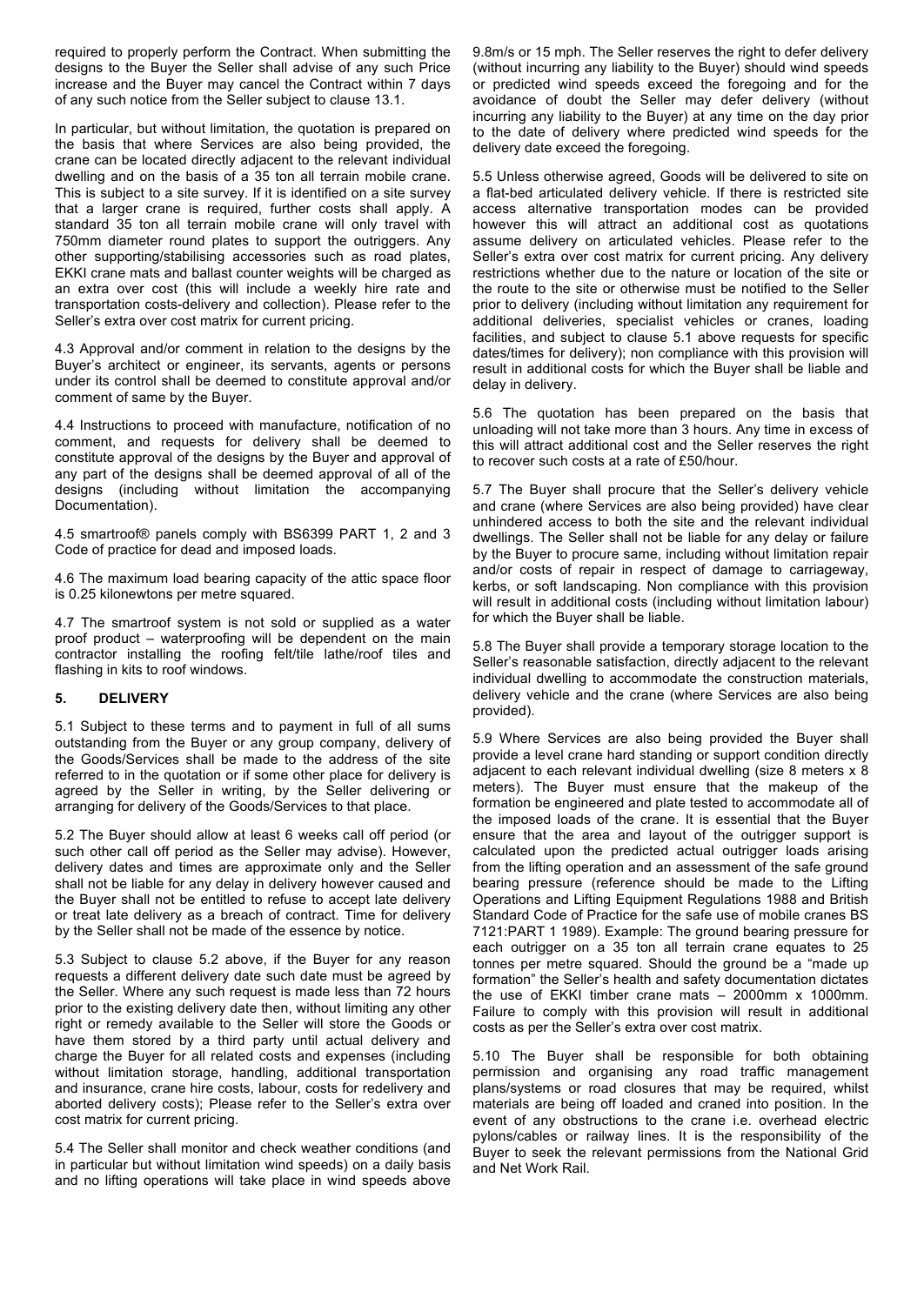required to properly perform the Contract. When submitting the designs to the Buyer the Seller shall advise of any such Price increase and the Buyer may cancel the Contract within 7 days of any such notice from the Seller subject to clause 13.1.

In particular, but without limitation, the quotation is prepared on the basis that where Services are also being provided, the crane can be located directly adjacent to the relevant individual dwelling and on the basis of a 35 ton all terrain mobile crane. This is subject to a site survey. If it is identified on a site survey that a larger crane is required, further costs shall apply. A standard 35 ton all terrain mobile crane will only travel with 750mm diameter round plates to support the outriggers. Any other supporting/stabilising accessories such as road plates, EKKI crane mats and ballast counter weights will be charged as an extra over cost (this will include a weekly hire rate and transportation costs-delivery and collection). Please refer to the Seller's extra over cost matrix for current pricing.

4.3 Approval and/or comment in relation to the designs by the Buyer's architect or engineer, its servants, agents or persons under its control shall be deemed to constitute approval and/or comment of same by the Buyer.

4.4 Instructions to proceed with manufacture, notification of no comment, and requests for delivery shall be deemed to constitute approval of the designs by the Buyer and approval of any part of the designs shall be deemed approval of all of the designs (including without limitation the accompanying Documentation).

4.5 smartroof® panels comply with BS6399 PART 1, 2 and 3 Code of practice for dead and imposed loads.

4.6 The maximum load bearing capacity of the attic space floor is 0.25 kilonewtons per metre squared.

4.7 The smartroof system is not sold or supplied as a water proof product – waterproofing will be dependent on the main contractor installing the roofing felt/tile lathe/roof tiles and flashing in kits to roof windows.

## 5. DELIVERY

5.1 Subject to these terms and to payment in full of all sums outstanding from the Buyer or any group company, delivery of the Goods/Services shall be made to the address of the site referred to in the quotation or if some other place for delivery is agreed by the Seller in writing, by the Seller delivering or arranging for delivery of the Goods/Services to that place.

5.2 The Buyer should allow at least 6 weeks call off period (or such other call off period as the Seller may advise). However, delivery dates and times are approximate only and the Seller shall not be liable for any delay in delivery however caused and the Buyer shall not be entitled to refuse to accept late delivery or treat late delivery as a breach of contract. Time for delivery by the Seller shall not be made of the essence by notice.

5.3 Subject to clause 5.2 above, if the Buyer for any reason requests a different delivery date such date must be agreed by the Seller. Where any such request is made less than 72 hours prior to the existing delivery date then, without limiting any other right or remedy available to the Seller will store the Goods or have them stored by a third party until actual delivery and charge the Buyer for all related costs and expenses (including without limitation storage, handling, additional transportation and insurance, crane hire costs, labour, costs for redelivery and aborted delivery costs); Please refer to the Seller's extra over cost matrix for current pricing.

5.4 The Seller shall monitor and check weather conditions (and in particular but without limitation wind speeds) on a daily basis and no lifting operations will take place in wind speeds above 9.8m/s or 15 mph. The Seller reserves the right to defer delivery (without incurring any liability to the Buyer) should wind speeds or predicted wind speeds exceed the foregoing and for the avoidance of doubt the Seller may defer delivery (without incurring any liability to the Buyer) at any time on the day prior to the date of delivery where predicted wind speeds for the delivery date exceed the foregoing.

5.5 Unless otherwise agreed, Goods will be delivered to site on a flat-bed articulated delivery vehicle. If there is restricted site access alternative transportation modes can be provided however this will attract an additional cost as quotations assume delivery on articulated vehicles. Please refer to the Seller's extra over cost matrix for current pricing. Any delivery restrictions whether due to the nature or location of the site or the route to the site or otherwise must be notified to the Seller prior to delivery (including without limitation any requirement for additional deliveries, specialist vehicles or cranes, loading facilities, and subject to clause 5.1 above requests for specific dates/times for delivery); non compliance with this provision will result in additional costs for which the Buyer shall be liable and delay in delivery.

5.6 The quotation has been prepared on the basis that unloading will not take more than 3 hours. Any time in excess of this will attract additional cost and the Seller reserves the right to recover such costs at a rate of £50/hour.

5.7 The Buyer shall procure that the Seller's delivery vehicle and crane (where Services are also being provided) have clear unhindered access to both the site and the relevant individual dwellings. The Seller shall not be liable for any delay or failure by the Buyer to procure same, including without limitation repair and/or costs of repair in respect of damage to carriageway, kerbs, or soft landscaping. Non compliance with this provision will result in additional costs (including without limitation labour) for which the Buyer shall be liable.

5.8 The Buyer shall provide a temporary storage location to the Seller's reasonable satisfaction, directly adjacent to the relevant individual dwelling to accommodate the construction materials, delivery vehicle and the crane (where Services are also being provided).

5.9 Where Services are also being provided the Buyer shall provide a level crane hard standing or support condition directly adjacent to each relevant individual dwelling (size 8 meters x 8 meters). The Buyer must ensure that the makeup of the formation be engineered and plate tested to accommodate all of the imposed loads of the crane. It is essential that the Buyer ensure that the area and layout of the outrigger support is calculated upon the predicted actual outrigger loads arising from the lifting operation and an assessment of the safe ground bearing pressure (reference should be made to the Lifting Operations and Lifting Equipment Regulations 1988 and British Standard Code of Practice for the safe use of mobile cranes BS 7121:PART 1 1989). Example: The ground bearing pressure for each outrigger on a 35 ton all terrain crane equates to 25 tonnes per metre squared. Should the ground be a "made up formation" the Seller's health and safety documentation dictates the use of EKKI timber crane mats – 2000mm x 1000mm. Failure to comply with this provision will result in additional costs as per the Seller's extra over cost matrix.

5.10 The Buyer shall be responsible for both obtaining permission and organising any road traffic management plans/systems or road closures that may be required, whilst materials are being off loaded and craned into position. In the event of any obstructions to the crane i.e. overhead electric pylons/cables or railway lines. It is the responsibility of the Buyer to seek the relevant permissions from the National Grid and Net Work Rail.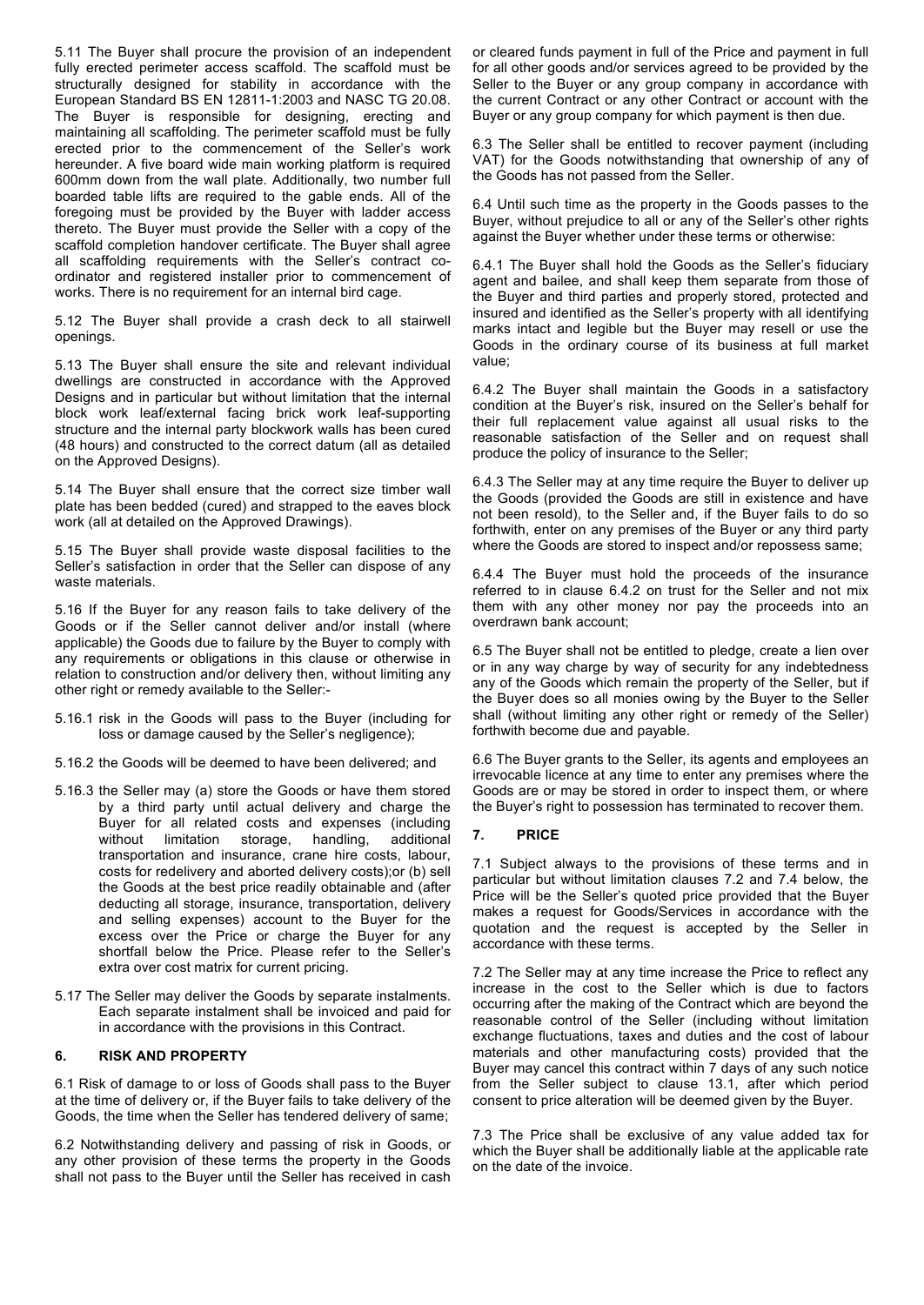5.11 The Buyer shall procure the provision of an independent fully erected perimeter access scaffold. The scaffold must be structurally designed for stability in accordance with the European Standard BS EN 12811-1:2003 and NASC TG 20.08. The Buyer is responsible for designing, erecting and maintaining all scaffolding. The perimeter scaffold must be fully erected prior to the commencement of the Seller's work hereunder. A five board wide main working platform is required 600mm down from the wall plate. Additionally, two number full boarded table lifts are required to the gable ends. All of the foregoing must be provided by the Buyer with ladder access thereto. The Buyer must provide the Seller with a copy of the scaffold completion handover certificate. The Buyer shall agree all scaffolding requirements with the Seller's contract co-ordinator and registered installer prior to commencement of works. There is no requirement for an internal bird cage.

5.12 The Buyer shall provide a crash deck to all stairwell openings.

5.13 The Buyer shall ensure the site and relevant individual dwellings are constructed in accordance with the Approved Designs and in particular but without limitation that the internal block work leaf/external facing brick work leaf-supporting structure and the internal party blockwork walls has been cured (48 hours) and constructed to the correct datum (all as detailed on the Approved Designs).

5.14 The Buyer shall ensure that the correct size timber wall plate has been bedded (cured) and strapped to the eaves block work (all at detailed on the Approved Drawings).

5.15 The Buyer shall provide waste disposal facilities to the Seller's satisfaction in order that the Seller can dispose of any waste materials.

5.16 If the Buyer for any reason fails to take delivery of the Goods or if the Seller cannot deliver and/or install (where applicable) the Goods due to failure by the Buyer to comply with any requirements or obligations in this clause or otherwise in relation to construction and/or delivery then, without limiting any other right or remedy available to the Seller:-

5.16.1 risk in the Goods will pass to the Buyer (including for loss or damage caused by the Seller's negligence);

5.16.2 the Goods will be deemed to have been delivered; and

5.16.3 the Seller may (a) store the Goods or have them stored by a third party until actual delivery and charge the Buyer for all related costs and expenses (including without limitation storage, handling, additional transportation and insurance, crane hire costs, labour, costs for redelivery and aborted delivery costs);or (b) sell the Goods at the best price readily obtainable and (after deducting all storage, insurance, transportation, delivery and selling expenses) account to the Buyer for the excess over the Price or charge the Buyer for any shortfall below the Price. Please refer to the Seller's extra over cost matrix for current pricing.

5.17 The Seller may deliver the Goods by separate instalments. Each separate instalment shall be invoiced and paid for in accordance with the provisions in this Contract.

## 6. RISK AND PROPERTY

6.1 Risk of damage to or loss of Goods shall pass to the Buyer at the time of delivery or, if the Buyer fails to take delivery of the Goods, the time when the Seller has tendered delivery of same;

6.2 Notwithstanding delivery and passing of risk in Goods, or any other provision of these terms the property in the Goods shall not pass to the Buyer until the Seller has received in cash or cleared funds payment in full of the Price and payment in full for all other goods and/or services agreed to be provided by the Seller to the Buyer or any group company in accordance with the current Contract or any other Contract or account with the Buyer or any group company for which payment is then due.

6.3 The Seller shall be entitled to recover payment (including VAT) for the Goods notwithstanding that ownership of any of the Goods has not passed from the Seller.

6.4 Until such time as the property in the Goods passes to the Buyer, without prejudice to all or any of the Seller's other rights against the Buyer whether under these terms or otherwise:

6.4.1 The Buyer shall hold the Goods as the Seller's fiduciary agent and bailee, and shall keep them separate from those of the Buyer and third parties and properly stored, protected and insured and identified as the Seller's property with all identifying marks intact and legible but the Buyer may resell or use the Goods in the ordinary course of its business at full market value;

6.4.2 The Buyer shall maintain the Goods in a satisfactory condition at the Buyer's risk, insured on the Seller's behalf for their full replacement value against all usual risks to the reasonable satisfaction of the Seller and on request shall produce the policy of insurance to the Seller;

6.4.3 The Seller may at any time require the Buyer to deliver up the Goods (provided the Goods are still in existence and have not been resold), to the Seller and, if the Buyer fails to do so forthwith, enter on any premises of the Buyer or any third party where the Goods are stored to inspect and/or repossess same;

6.4.4 The Buyer must hold the proceeds of the insurance referred to in clause 6.4.2 on trust for the Seller and not mix them with any other money nor pay the proceeds into an overdrawn bank account;

6.5 The Buyer shall not be entitled to pledge, create a lien over or in any way charge by way of security for any indebtedness any of the Goods which remain the property of the Seller, but if the Buyer does so all monies owing by the Buyer to the Seller shall (without limiting any other right or remedy of the Seller) forthwith become due and payable.

6.6 The Buyer grants to the Seller, its agents and employees an irrevocable licence at any time to enter any premises where the Goods are or may be stored in order to inspect them, or where the Buyer's right to possession has terminated to recover them.

## 7. PRICE

7.1 Subject always to the provisions of these terms and in particular but without limitation clauses 7.2 and 7.4 below, the Price will be the Seller's quoted price provided that the Buyer makes a request for Goods/Services in accordance with the quotation and the request is accepted by the Seller in accordance with these terms.

7.2 The Seller may at any time increase the Price to reflect any increase in the cost to the Seller which is due to factors occurring after the making of the Contract which are beyond the reasonable control of the Seller (including without limitation exchange fluctuations, taxes and duties and the cost of labour materials and other manufacturing costs) provided that the Buyer may cancel this contract within 7 days of any such notice from the Seller subject to clause 13.1, after which period consent to price alteration will be deemed given by the Buyer.

7.3 The Price shall be exclusive of any value added tax for which the Buyer shall be additionally liable at the applicable rate on the date of the invoice.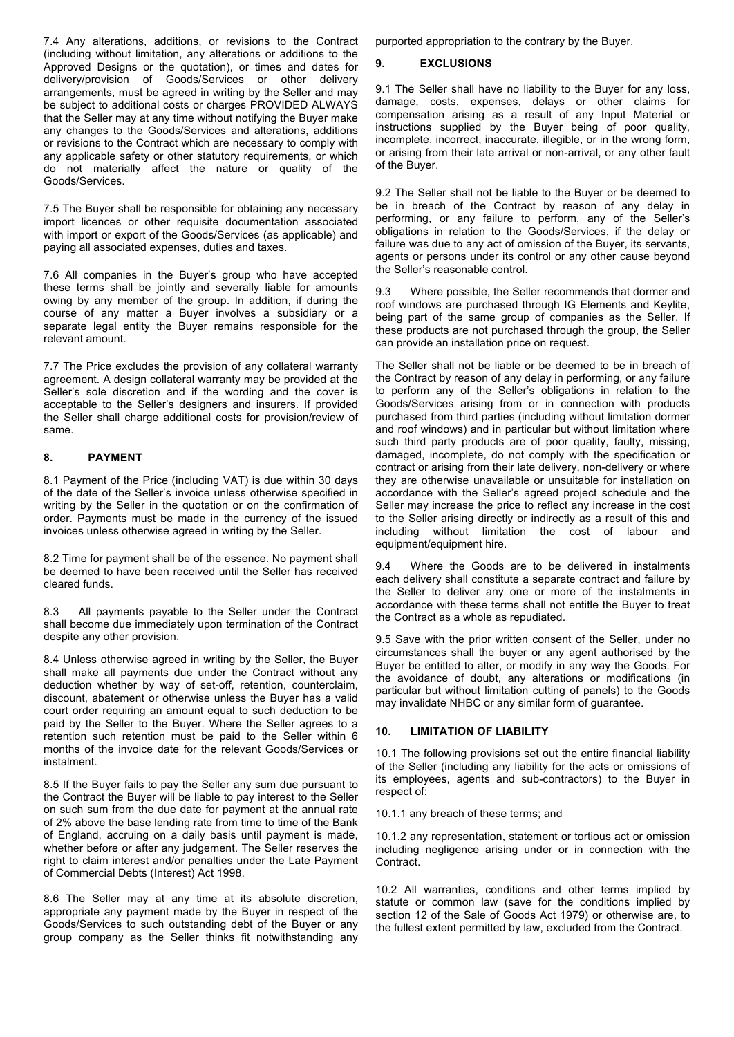7.4 Any alterations, additions, or revisions to the Contract (including without limitation, any alterations or additions to the Approved Designs or the quotation), or times and dates for delivery/provision of Goods/Services or other delivery arrangements, must be agreed in writing by the Seller and may be subject to additional costs or charges PROVIDED ALWAYS that the Seller may at any time without notifying the Buyer make any changes to the Goods/Services and alterations, additions or revisions to the Contract which are necessary to comply with any applicable safety or other statutory requirements, or which do not materially affect the nature or quality of the Goods/Services.

7.5 The Buyer shall be responsible for obtaining any necessary import licences or other requisite documentation associated with import or export of the Goods/Services (as applicable) and paying all associated expenses, duties and taxes.

7.6 All companies in the Buyer's group who have accepted these terms shall be jointly and severally liable for amounts owing by any member of the group. In addition, if during the course of any matter a Buyer involves a subsidiary or a separate legal entity the Buyer remains responsible for the relevant amount.

7.7 The Price excludes the provision of any collateral warranty agreement. A design collateral warranty may be provided at the Seller's sole discretion and if the wording and the cover is acceptable to the Seller's designers and insurers. If provided the Seller shall charge additional costs for provision/review of same.

## 8. PAYMENT

8.1 Payment of the Price (including VAT) is due within 30 days of the date of the Seller's invoice unless otherwise specified in writing by the Seller in the quotation or on the confirmation of order. Payments must be made in the currency of the issued invoices unless otherwise agreed in writing by the Seller.

8.2 Time for payment shall be of the essence. No payment shall be deemed to have been received until the Seller has received cleared funds.

8.3 All payments payable to the Seller under the Contract shall become due immediately upon termination of the Contract despite any other provision.

8.4 Unless otherwise agreed in writing by the Seller, the Buyer shall make all payments due under the Contract without any deduction whether by way of set-off, retention, counterclaim, discount, abatement or otherwise unless the Buyer has a valid court order requiring an amount equal to such deduction to be paid by the Seller to the Buyer. Where the Seller agrees to a retention such retention must be paid to the Seller within 6 months of the invoice date for the relevant Goods/Services or instalment.

8.5 If the Buyer fails to pay the Seller any sum due pursuant to the Contract the Buyer will be liable to pay interest to the Seller on such sum from the due date for payment at the annual rate of 2% above the base lending rate from time to time of the Bank of England, accruing on a daily basis until payment is made, whether before or after any judgement. The Seller reserves the right to claim interest and/or penalties under the Late Payment of Commercial Debts (Interest) Act 1998.

8.6 The Seller may at any time at its absolute discretion, appropriate any payment made by the Buyer in respect of the Goods/Services to such outstanding debt of the Buyer or any group company as the Seller thinks fit notwithstanding any purported appropriation to the contrary by the Buyer.

## 9. EXCLUSIONS

9.1 The Seller shall have no liability to the Buyer for any loss, damage, costs, expenses, delays or other claims for compensation arising as a result of any Input Material or instructions supplied by the Buyer being of poor quality, incomplete, incorrect, inaccurate, illegible, or in the wrong form, or arising from their late arrival or non-arrival, or any other fault of the Buyer.

9.2 The Seller shall not be liable to the Buyer or be deemed to be in breach of the Contract by reason of any delay in performing, or any failure to perform, any of the Seller's obligations in relation to the Goods/Services, if the delay or failure was due to any act of omission of the Buyer, its servants, agents or persons under its control or any other cause beyond the Seller's reasonable control.

9.3 Where possible, the Seller recommends that dormer and roof windows are purchased through IG Elements and Keylite, being part of the same group of companies as the Seller. If these products are not purchased through the group, the Seller can provide an installation price on request.

The Seller shall not be liable or be deemed to be in breach of the Contract by reason of any delay in performing, or any failure to perform any of the Seller's obligations in relation to the Goods/Services arising from or in connection with products purchased from third parties (including without limitation dormer and roof windows) and in particular but without limitation where such third party products are of poor quality, faulty, missing, damaged, incomplete, do not comply with the specification or contract or arising from their late delivery, non-delivery or where they are otherwise unavailable or unsuitable for installation on accordance with the Seller's agreed project schedule and the Seller may increase the price to reflect any increase in the cost to the Seller arising directly or indirectly as a result of this and including without limitation the cost of labour and equipment/equipment hire.

9.4 Where the Goods are to be delivered in instalments each delivery shall constitute a separate contract and failure by the Seller to deliver any one or more of the instalments in accordance with these terms shall not entitle the Buyer to treat the Contract as a whole as repudiated.

9.5 Save with the prior written consent of the Seller, under no circumstances shall the buyer or any agent authorised by the Buyer be entitled to alter, or modify in any way the Goods. For the avoidance of doubt, any alterations or modifications (in particular but without limitation cutting of panels) to the Goods may invalidate NHBC or any similar form of guarantee.

## 10. LIMITATION OF LIABILITY

10.1 The following provisions set out the entire financial liability of the Seller (including any liability for the acts or omissions of its employees, agents and sub-contractors) to the Buyer in respect of:

10.1.1 any breach of these terms; and

10.1.2 any representation, statement or tortious act or omission including negligence arising under or in connection with the Contract.

10.2 All warranties, conditions and other terms implied by statute or common law (save for the conditions implied by section 12 of the Sale of Goods Act 1979) or otherwise are, to the fullest extent permitted by law, excluded from the Contract.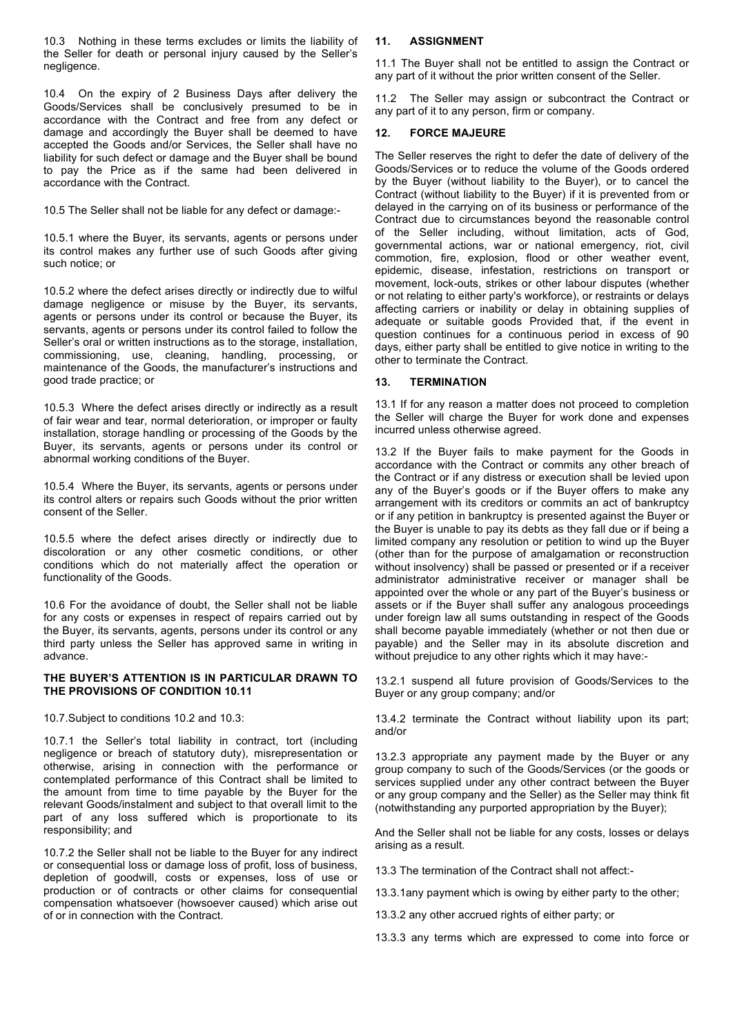10.3 Nothing in these terms excludes or limits the liability of the Seller for death or personal injury caused by the Seller's negligence.

10.4 On the expiry of 2 Business Days after delivery the Goods/Services shall be conclusively presumed to be in accordance with the Contract and free from any defect or damage and accordingly the Buyer shall be deemed to have accepted the Goods and/or Services, the Seller shall have no liability for such defect or damage and the Buyer shall be bound to pay the Price as if the same had been delivered in accordance with the Contract.

10.5 The Seller shall not be liable for any defect or damage:-

10.5.1 where the Buyer, its servants, agents or persons under its control makes any further use of such Goods after giving such notice; or

10.5.2 where the defect arises directly or indirectly due to wilful damage negligence or misuse by the Buyer, its servants, agents or persons under its control or because the Buyer, its servants, agents or persons under its control failed to follow the Seller's oral or written instructions as to the storage, installation, commissioning, use, cleaning, handling, processing, or maintenance of the Goods, the manufacturer's instructions and good trade practice; or

10.5.3 Where the defect arises directly or indirectly as a result of fair wear and tear, normal deterioration, or improper or faulty installation, storage handling or processing of the Goods by the Buyer, its servants, agents or persons under its control or abnormal working conditions of the Buyer.

10.5.4 Where the Buyer, its servants, agents or persons under its control alters or repairs such Goods without the prior written consent of the Seller.

10.5.5 where the defect arises directly or indirectly due to discoloration or any other cosmetic conditions, or other conditions which do not materially affect the operation or functionality of the Goods.

10.6 For the avoidance of doubt, the Seller shall not be liable for any costs or expenses in respect of repairs carried out by the Buyer, its servants, agents, persons under its control or any third party unless the Seller has approved same in writing in advance.

**THE BUYER'S ATTENTION IS IN PARTICULAR DRAWN TO THE PROVISIONS OF CONDITION 10.11**

10.7.Subject to conditions 10.2 and 10.3:

10.7.1 the Seller's total liability in contract, tort (including negligence or breach of statutory duty), misrepresentation or otherwise, arising in connection with the performance or contemplated performance of this Contract shall be limited to the amount from time to time payable by the Buyer for the relevant Goods/instalment and subject to that overall limit to the part of any loss suffered which is proportionate to its responsibility; and

10.7.2 the Seller shall not be liable to the Buyer for any indirect or consequential loss or damage loss of profit, loss of business, depletion of goodwill, costs or expenses, loss of use or production or of contracts or other claims for consequential compensation whatsoever (howsoever caused) which arise out of or in connection with the Contract.

## 11. ASSIGNMENT

11.1 The Buyer shall not be entitled to assign the Contract or any part of it without the prior written consent of the Seller.

11.2 The Seller may assign or subcontract the Contract or any part of it to any person, firm or company.

## 12. FORCE MAJEURE

The Seller reserves the right to defer the date of delivery of the Goods/Services or to reduce the volume of the Goods ordered by the Buyer (without liability to the Buyer), or to cancel the Contract (without liability to the Buyer) if it is prevented from or delayed in the carrying on of its business or performance of the Contract due to circumstances beyond the reasonable control of the Seller including, without limitation, acts of God, governmental actions, war or national emergency, riot, civil commotion, fire, explosion, flood or other weather event, epidemic, disease, infestation, restrictions on transport or movement, lock-outs, strikes or other labour disputes (whether or not relating to either party's workforce), or restraints or delays affecting carriers or inability or delay in obtaining supplies of adequate or suitable goods Provided that, if the event in question continues for a continuous period in excess of 90 days, either party shall be entitled to give notice in writing to the other to terminate the Contract.

## 13. TERMINATION

13.1 If for any reason a matter does not proceed to completion the Seller will charge the Buyer for work done and expenses incurred unless otherwise agreed.

13.2 If the Buyer fails to make payment for the Goods in accordance with the Contract or commits any other breach of the Contract or if any distress or execution shall be levied upon any of the Buyer's goods or if the Buyer offers to make any arrangement with its creditors or commits an act of bankruptcy or if any petition in bankruptcy is presented against the Buyer or the Buyer is unable to pay its debts as they fall due or if being a limited company any resolution or petition to wind up the Buyer (other than for the purpose of amalgamation or reconstruction without insolvency) shall be passed or presented or if a receiver administrator administrative receiver or manager shall be appointed over the whole or any part of the Buyer's business or assets or if the Buyer shall suffer any analogous proceedings under foreign law all sums outstanding in respect of the Goods shall become payable immediately (whether or not then due or payable) and the Seller may in its absolute discretion and without prejudice to any other rights which it may have:-

13.2.1 suspend all future provision of Goods/Services to the Buyer or any group company; and/or

13.4.2 terminate the Contract without liability upon its part; and/or

13.2.3 appropriate any payment made by the Buyer or any group company to such of the Goods/Services (or the goods or services supplied under any other contract between the Buyer or any group company and the Seller) as the Seller may think fit (notwithstanding any purported appropriation by the Buyer);

And the Seller shall not be liable for any costs, losses or delays arising as a result.

13.3 The termination of the Contract shall not affect:-

13.3.1any payment which is owing by either party to the other;

13.3.2 any other accrued rights of either party; or

13.3.3 any terms which are expressed to come into force or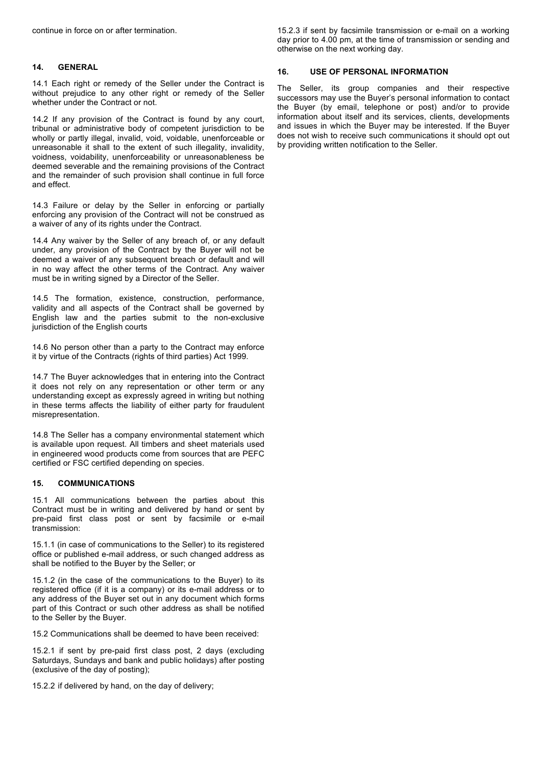continue in force on or after termination.

## 14. GENERAL

14.1 Each right or remedy of the Seller under the Contract is without prejudice to any other right or remedy of the Seller whether under the Contract or not.

14.2 If any provision of the Contract is found by any court, tribunal or administrative body of competent jurisdiction to be wholly or partly illegal, invalid, void, voidable, unenforceable or unreasonable it shall to the extent of such illegality, invalidity, voidness, voidability, unenforceability or unreasonableness be deemed severable and the remaining provisions of the Contract and the remainder of such provision shall continue in full force and effect.

14.3 Failure or delay by the Seller in enforcing or partially enforcing any provision of the Contract will not be construed as a waiver of any of its rights under the Contract.

14.4 Any waiver by the Seller of any breach of, or any default under, any provision of the Contract by the Buyer will not be deemed a waiver of any subsequent breach or default and will in no way affect the other terms of the Contract. Any waiver must be in writing signed by a Director of the Seller.

14.5 The formation, existence, construction, performance, validity and all aspects of the Contract shall be governed by English law and the parties submit to the non-exclusive jurisdiction of the English courts

14.6 No person other than a party to the Contract may enforce it by virtue of the Contracts (rights of third parties) Act 1999.

14.7 The Buyer acknowledges that in entering into the Contract it does not rely on any representation or other term or any understanding except as expressly agreed in writing but nothing in these terms affects the liability of either party for fraudulent misrepresentation.

14.8 The Seller has a company environmental statement which is available upon request. All timbers and sheet materials used in engineered wood products come from sources that are PEFC certified or FSC certified depending on species.

## 15. COMMUNICATIONS

15.1 All communications between the parties about this Contract must be in writing and delivered by hand or sent by pre-paid first class post or sent by facsimile or e-mail transmission:

15.1.1 (in case of communications to the Seller) to its registered office or published e-mail address, or such changed address as shall be notified to the Buyer by the Seller; or

15.1.2 (in the case of the communications to the Buyer) to its registered office (if it is a company) or its e-mail address or to any address of the Buyer set out in any document which forms part of this Contract or such other address as shall be notified to the Seller by the Buyer.

15.2 Communications shall be deemed to have been received:

15.2.1 if sent by pre-paid first class post, 2 days (excluding Saturdays, Sundays and bank and public holidays) after posting (exclusive of the day of posting);

15.2.2 if delivered by hand, on the day of delivery;

15.2.3 if sent by facsimile transmission or e-mail on a working day prior to 4.00 pm, at the time of transmission or sending and otherwise on the next working day.

## 16. USE OF PERSONAL INFORMATION

The Seller, its group companies and their respective successors may use the Buyer's personal information to contact the Buyer (by email, telephone or post) and/or to provide information about itself and its services, clients, developments and issues in which the Buyer may be interested. If the Buyer does not wish to receive such communications it should opt out by providing written notification to the Seller.